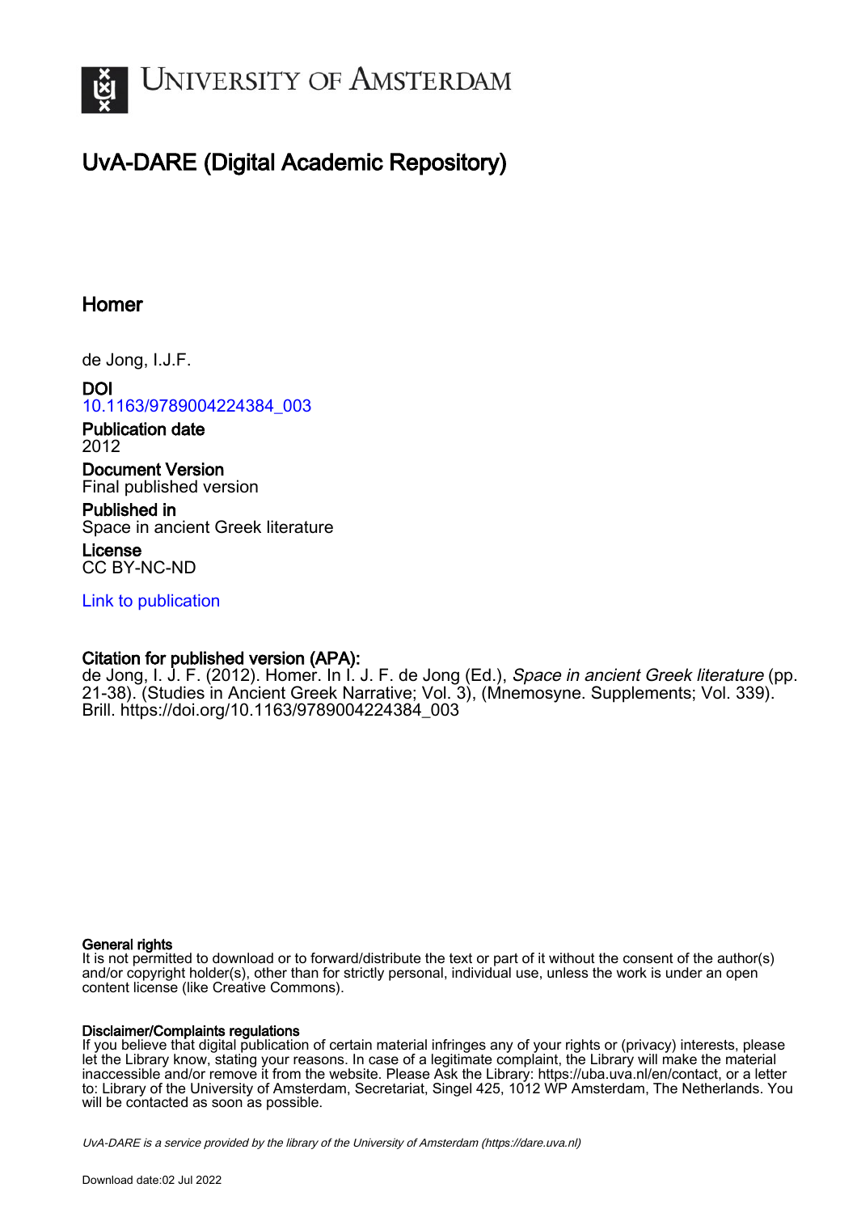# University of Amsterdam

## UvA-DARE (Digital Academic Repository)

### Homer

de Jong, I.J.F.

**DOI**
10.1163/9789004224384_003

**Publication date**
2012

**Document Version**
Final published version

**Published in**
Space in ancient Greek literature

**License**
CC BY-NC-ND

Link to publication

**Citation for published version (APA):**
de Jong, I. J. F. (2012). Homer. In I. J. F. de Jong (Ed.), *Space in ancient Greek literature* (pp. 21-38). (Studies in Ancient Greek Narrative; Vol. 3), (Mnemosyne. Supplements; Vol. 339). Brill. https://doi.org/10.1163/9789004224384_003

**General rights**
It is not permitted to download or to forward/distribute the text or part of it without the consent of the author(s) and/or copyright holder(s), other than for strictly personal, individual use, unless the work is under an open content license (like Creative Commons).

**Disclaimer/Complaints regulations**
If you believe that digital publication of certain material infringes any of your rights or (privacy) interests, please let the Library know, stating your reasons. In case of a legitimate complaint, the Library will make the material inaccessible and/or remove it from the website. Please Ask the Library: https://uba.uva.nl/en/contact, or a letter to: Library of the University of Amsterdam, Secretariat, Singel 425, 1012 WP Amsterdam, The Netherlands. You will be contacted as soon as possible.

*UvA-DARE is a service provided by the library of the University of Amsterdam (https://dare.uva.nl)*

Download date:02 Jul 2022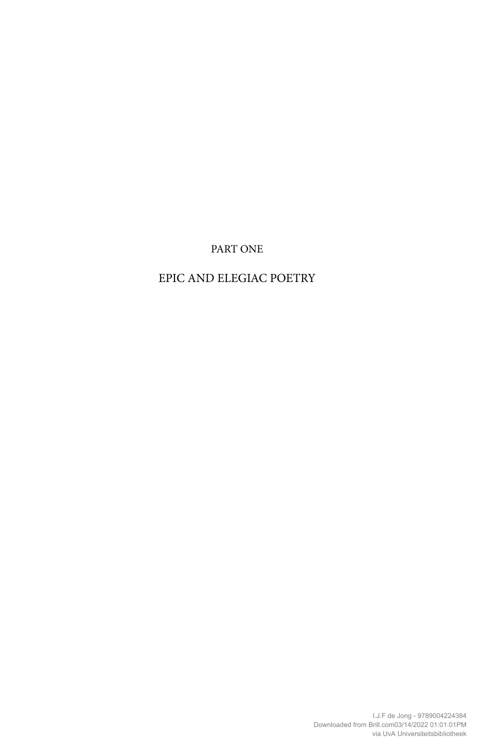# PART ONE

# EPIC AND ELEGIAC POETRY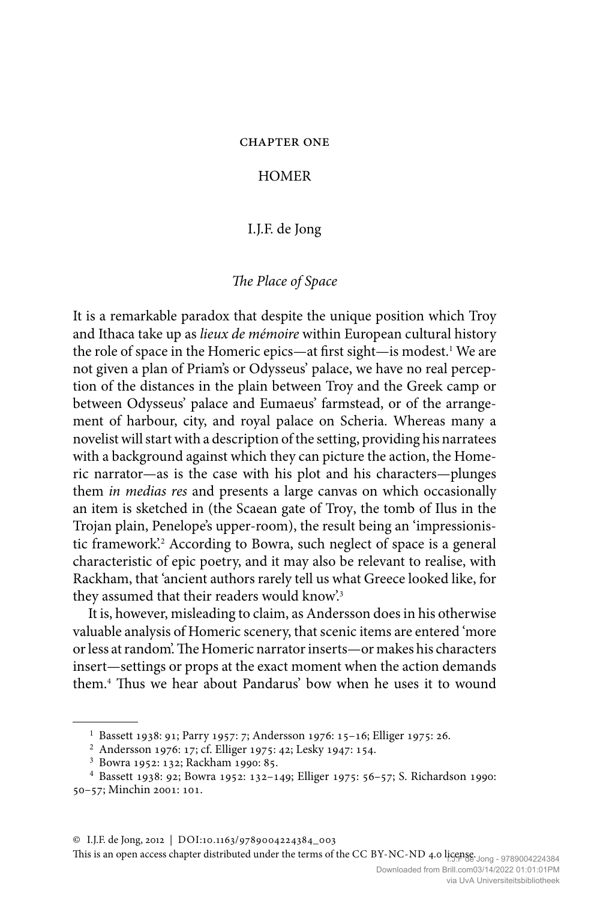# CHAPTER ONE

# HOMER

I.J.F. de Jong

## *The Place of Space*

It is a remarkable paradox that despite the unique position which Troy and Ithaca take up as *lieux de mémoire* within European cultural history the role of space in the Homeric epics—at first sight—is modest.[1] We are not given a plan of Priam's or Odysseus' palace, we have no real perception of the distances in the plain between Troy and the Greek camp or between Odysseus' palace and Eumaeus' farmstead, or of the arrangement of harbour, city, and royal palace on Scheria. Whereas many a novelist will start with a description of the setting, providing his narratees with a background against which they can picture the action, the Homeric narrator—as is the case with his plot and his characters—plunges them *in medias res* and presents a large canvas on which occasionally an item is sketched in (the Scaean gate of Troy, the tomb of Ilus in the Trojan plain, Penelope's upper-room), the result being an 'impressionistic framework'.[2] According to Bowra, such neglect of space is a general characteristic of epic poetry, and it may also be relevant to realise, with Rackham, that 'ancient authors rarely tell us what Greece looked like, for they assumed that their readers would know'.[3]

It is, however, misleading to claim, as Andersson does in his otherwise valuable analysis of Homeric scenery, that scenic items are entered 'more or less at random'. The Homeric narrator inserts—or makes his characters insert—settings or props at the exact moment when the action demands them.[4] Thus we hear about Pandarus' bow when he uses it to wound

---

[1] Bassett 1938: 91; Parry 1957: 7; Andersson 1976: 15–16; Elliger 1975: 26.

[2] Andersson 1976: 17; cf. Elliger 1975: 42; Lesky 1947: 154.

[3] Bowra 1952: 132; Rackham 1990: 85.

[4] Bassett 1938: 92; Bowra 1952: 132–149; Elliger 1975: 56–57; S. Richardson 1990: 50–57; Minchin 2001: 101.

© I.J.F. de Jong, 2012 | DOI:10.1163/9789004224384_003

This is an open access chapter distributed under the terms of the CC BY-NC-ND 4.0 license.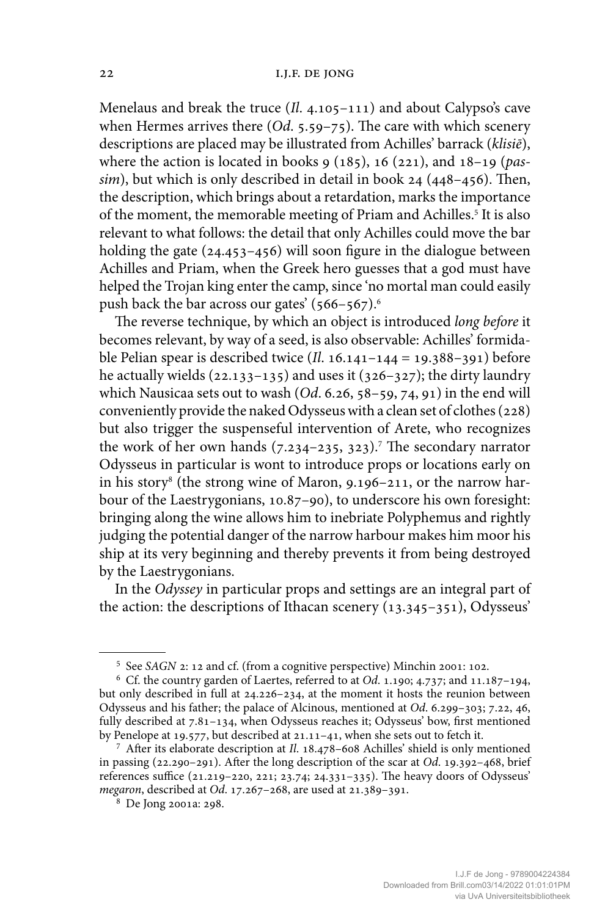Menelaus and break the truce (*Il.* 4.105–111) and about Calypso's cave when Hermes arrives there (*Od.* 5.59–75). The care with which scenery descriptions are placed may be illustrated from Achilles' barrack (*klisiē*), where the action is located in books 9 (185), 16 (221), and 18–19 (*passim*), but which is only described in detail in book 24 (448–456). Then, the description, which brings about a retardation, marks the importance of the moment, the memorable meeting of Priam and Achilles.[5] It is also relevant to what follows: the detail that only Achilles could move the bar holding the gate (24.453–456) will soon figure in the dialogue between Achilles and Priam, when the Greek hero guesses that a god must have helped the Trojan king enter the camp, since 'no mortal man could easily push back the bar across our gates' (566–567).[6]

The reverse technique, by which an object is introduced *long before* it becomes relevant, by way of a seed, is also observable: Achilles' formidable Pelian spear is described twice (*Il.* 16.141–144 = 19.388–391) before he actually wields (22.133–135) and uses it (326–327); the dirty laundry which Nausicaa sets out to wash (*Od.* 6.26, 58–59, 74, 91) in the end will conveniently provide the naked Odysseus with a clean set of clothes (228) but also trigger the suspenseful intervention of Arete, who recognizes the work of her own hands (7.234–235, 323).[7] The secondary narrator Odysseus in particular is wont to introduce props or locations early on in his story[8] (the strong wine of Maron, 9.196–211, or the narrow harbour of the Laestrygonians, 10.87–90), to underscore his own foresight: bringing along the wine allows him to inebriate Polyphemus and rightly judging the potential danger of the narrow harbour makes him moor his ship at its very beginning and thereby prevents it from being destroyed by the Laestrygonians.

In the *Odyssey* in particular props and settings are an integral part of the action: the descriptions of Ithacan scenery (13.345–351), Odysseus'

---

[5] See *SAGN* 2: 12 and cf. (from a cognitive perspective) Minchin 2001: 102.

[6] Cf. the country garden of Laertes, referred to at *Od.* 1.190; 4.737; and 11.187–194, but only described in full at 24.226–234, at the moment it hosts the reunion between Odysseus and his father; the palace of Alcinous, mentioned at *Od.* 6.299–303; 7.22, 46, fully described at 7.81–134, when Odysseus reaches it; Odysseus' bow, first mentioned by Penelope at 19.577, but described at 21.11–41, when she sets out to fetch it.

[7] After its elaborate description at *Il.* 18.478–608 Achilles' shield is only mentioned in passing (22.290–291). After the long description of the scar at *Od.* 19.392–468, brief references suffice (21.219–220, 221; 23.74; 24.331–335). The heavy doors of Odysseus' *megaron*, described at *Od.* 17.267–268, are used at 21.389–391.

[8] De Jong 2001a: 298.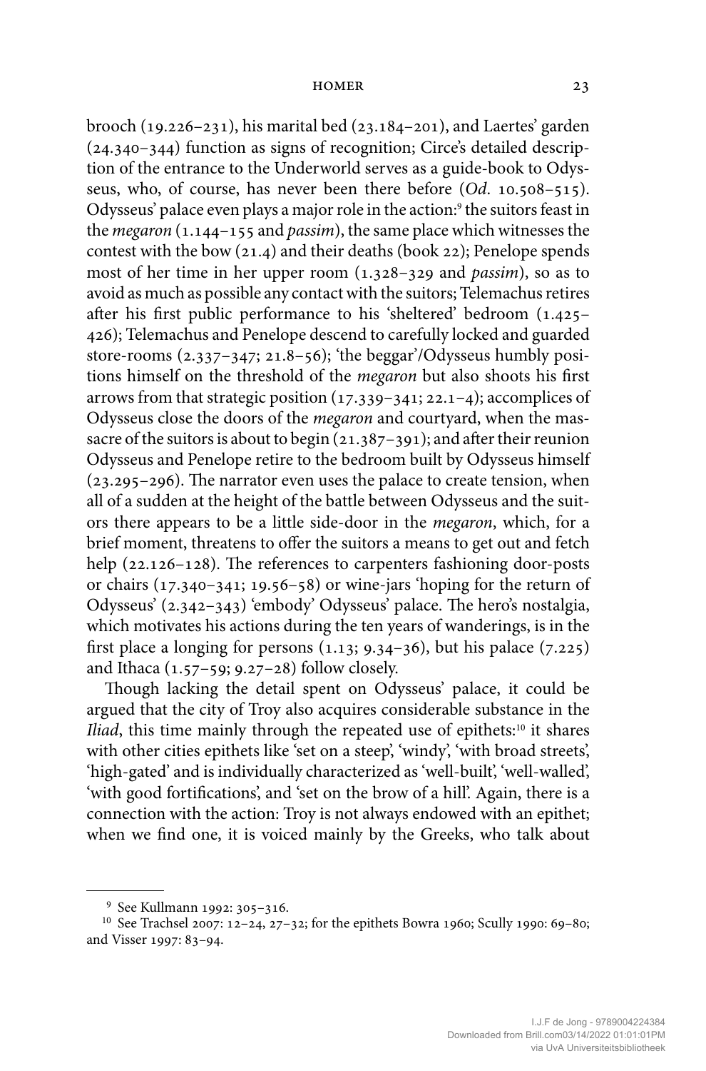brooch (19.226–231), his marital bed (23.184–201), and Laertes' garden (24.340–344) function as signs of recognition; Circe's detailed description of the entrance to the Underworld serves as a guide-book to Odysseus, who, of course, has never been there before (*Od.* 10.508–515). Odysseus' palace even plays a major role in the action:[9] the suitors feast in the *megaron* (1.144–155 and *passim*), the same place which witnesses the contest with the bow (21.4) and their deaths (book 22); Penelope spends most of her time in her upper room (1.328–329 and *passim*), so as to avoid as much as possible any contact with the suitors; Telemachus retires after his first public performance to his 'sheltered' bedroom (1.425–426); Telemachus and Penelope descend to carefully locked and guarded store-rooms (2.337–347; 21.8–56); 'the beggar'/Odysseus humbly positions himself on the threshold of the *megaron* but also shoots his first arrows from that strategic position (17.339–341; 22.1–4); accomplices of Odysseus close the doors of the *megaron* and courtyard, when the massacre of the suitors is about to begin (21.387–391); and after their reunion Odysseus and Penelope retire to the bedroom built by Odysseus himself (23.295–296). The narrator even uses the palace to create tension, when all of a sudden at the height of the battle between Odysseus and the suitors there appears to be a little side-door in the *megaron*, which, for a brief moment, threatens to offer the suitors a means to get out and fetch help (22.126–128). The references to carpenters fashioning door-posts or chairs (17.340–341; 19.56–58) or wine-jars 'hoping for the return of Odysseus' (2.342–343) 'embody' Odysseus' palace. The hero's nostalgia, which motivates his actions during the ten years of wanderings, is in the first place a longing for persons (1.13; 9.34–36), but his palace (7.225) and Ithaca (1.57–59; 9.27–28) follow closely.

Though lacking the detail spent on Odysseus' palace, it could be argued that the city of Troy also acquires considerable substance in the *Iliad*, this time mainly through the repeated use of epithets:[10] it shares with other cities epithets like 'set on a steep', 'windy', 'with broad streets', 'high-gated' and is individually characterized as 'well-built', 'well-walled', 'with good fortifications', and 'set on the brow of a hill'. Again, there is a connection with the action: Troy is not always endowed with an epithet; when we find one, it is voiced mainly by the Greeks, who talk about

---

[9] See Kullmann 1992: 305–316.

[10] See Trachsel 2007: 12–24, 27–32; for the epithets Bowra 1960; Scully 1990: 69–80; and Visser 1997: 83–94.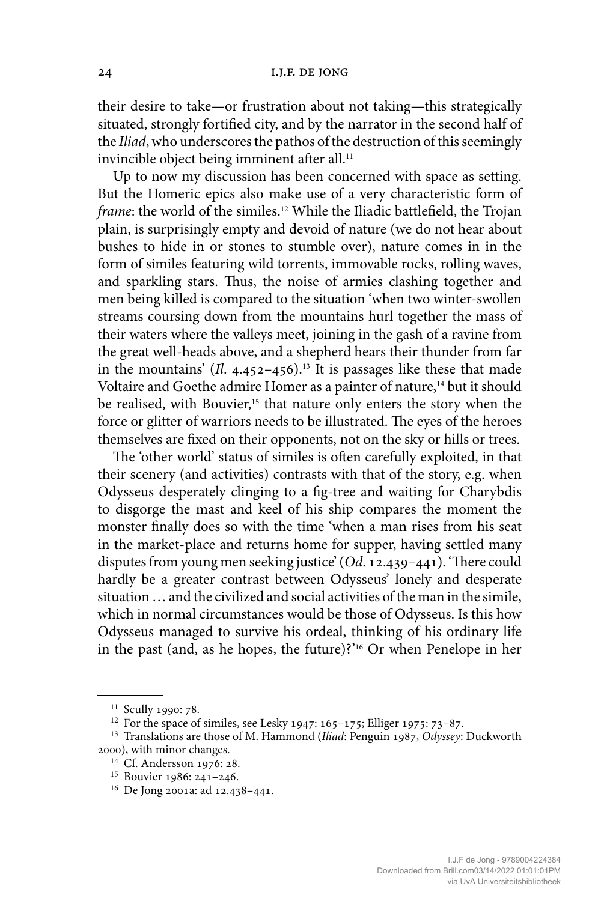their desire to take—or frustration about not taking—this strategically situated, strongly fortified city, and by the narrator in the second half of the *Iliad*, who underscores the pathos of the destruction of this seemingly invincible object being imminent after all.[11]

Up to now my discussion has been concerned with space as setting. But the Homeric epics also make use of a very characteristic form of *frame*: the world of the similes.[12] While the Iliadic battlefield, the Trojan plain, is surprisingly empty and devoid of nature (we do not hear about bushes to hide in or stones to stumble over), nature comes in in the form of similes featuring wild torrents, immovable rocks, rolling waves, and sparkling stars. Thus, the noise of armies clashing together and men being killed is compared to the situation 'when two winter-swollen streams coursing down from the mountains hurl together the mass of their waters where the valleys meet, joining in the gash of a ravine from the great well-heads above, and a shepherd hears their thunder from far in the mountains' (*Il.* 4.452–456).[13] It is passages like these that made Voltaire and Goethe admire Homer as a painter of nature,[14] but it should be realised, with Bouvier,[15] that nature only enters the story when the force or glitter of warriors needs to be illustrated. The eyes of the heroes themselves are fixed on their opponents, not on the sky or hills or trees.

The 'other world' status of similes is often carefully exploited, in that their scenery (and activities) contrasts with that of the story, e.g. when Odysseus desperately clinging to a fig-tree and waiting for Charybdis to disgorge the mast and keel of his ship compares the moment the monster finally does so with the time 'when a man rises from his seat in the market-place and returns home for supper, having settled many disputes from young men seeking justice' (*Od.* 12.439–441). 'There could hardly be a greater contrast between Odysseus' lonely and desperate situation … and the civilized and social activities of the man in the simile, which in normal circumstances would be those of Odysseus. Is this how Odysseus managed to survive his ordeal, thinking of his ordinary life in the past (and, as he hopes, the future)?'[16] Or when Penelope in her

---

[11] Scully 1990: 78.

[12] For the space of similes, see Lesky 1947: 165–175; Elliger 1975: 73–87.

[13] Translations are those of M. Hammond (*Iliad*: Penguin 1987, *Odyssey*: Duckworth 2000), with minor changes.

[14] Cf. Andersson 1976: 28.

[15] Bouvier 1986: 241–246.

[16] De Jong 2001a: ad 12.438–441.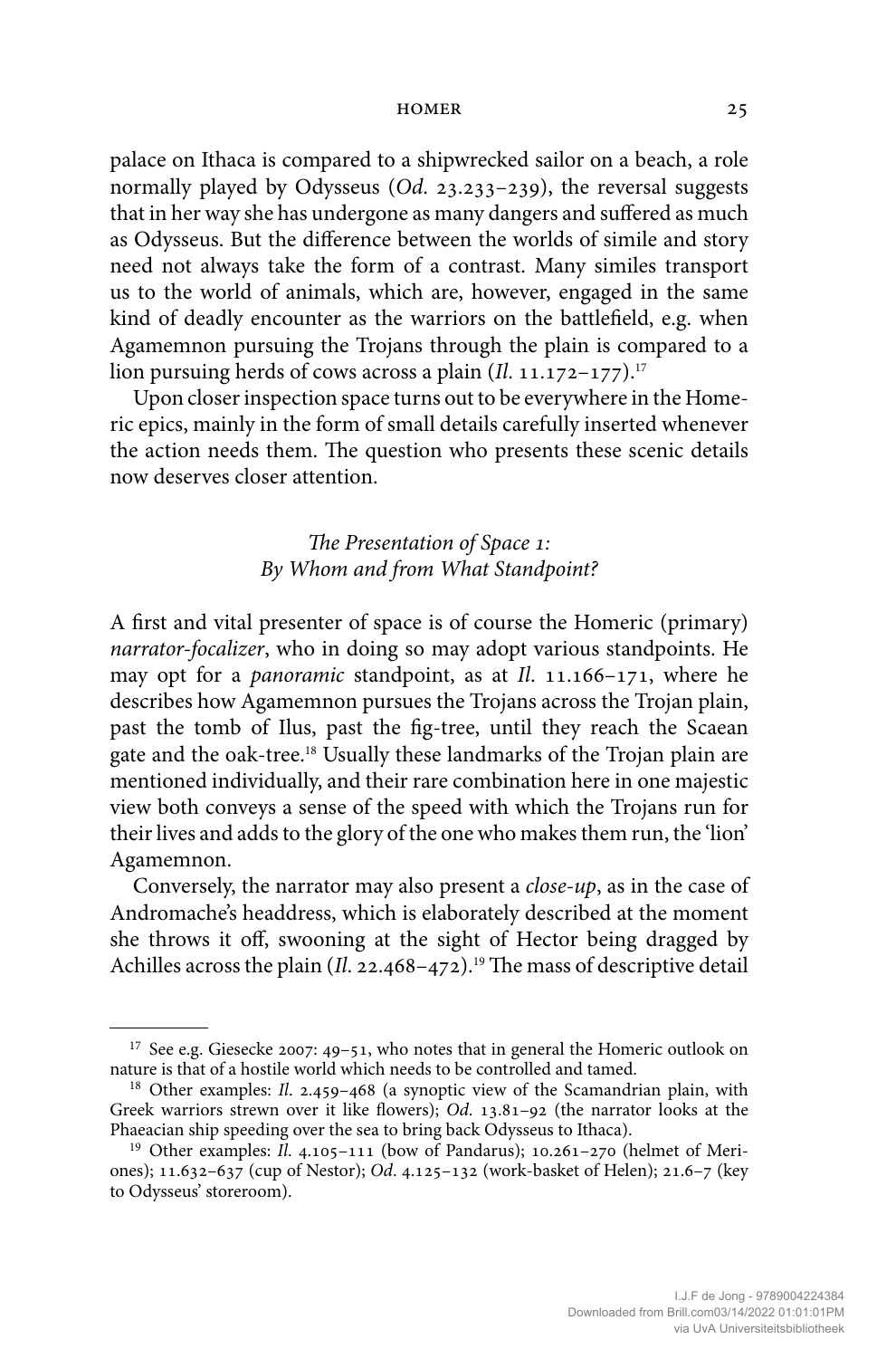palace on Ithaca is compared to a shipwrecked sailor on a beach, a role normally played by Odysseus (*Od.* 23.233–239), the reversal suggests that in her way she has undergone as many dangers and suffered as much as Odysseus. But the difference between the worlds of simile and story need not always take the form of a contrast. Many similes transport us to the world of animals, which are, however, engaged in the same kind of deadly encounter as the warriors on the battlefield, e.g. when Agamemnon pursuing the Trojans through the plain is compared to a lion pursuing herds of cows across a plain (*Il.* 11.172–177).[17]

Upon closer inspection space turns out to be everywhere in the Homeric epics, mainly in the form of small details carefully inserted whenever the action needs them. The question who presents these scenic details now deserves closer attention.

### *The Presentation of Space 1: By Whom and from What Standpoint?*

A first and vital presenter of space is of course the Homeric (primary) *narrator-focalizer*, who in doing so may adopt various standpoints. He may opt for a *panoramic* standpoint, as at *Il.* 11.166–171, where he describes how Agamemnon pursues the Trojans across the Trojan plain, past the tomb of Ilus, past the fig-tree, until they reach the Scaean gate and the oak-tree.[18] Usually these landmarks of the Trojan plain are mentioned individually, and their rare combination here in one majestic view both conveys a sense of the speed with which the Trojans run for their lives and adds to the glory of the one who makes them run, the 'lion' Agamemnon.

Conversely, the narrator may also present a *close-up*, as in the case of Andromache's headdress, which is elaborately described at the moment she throws it off, swooning at the sight of Hector being dragged by Achilles across the plain (*Il.* 22.468–472).[19] The mass of descriptive detail

---

[17] See e.g. Giesecke 2007: 49–51, who notes that in general the Homeric outlook on nature is that of a hostile world which needs to be controlled and tamed.

[18] Other examples: *Il.* 2.459–468 (a synoptic view of the Scamandrian plain, with Greek warriors strewn over it like flowers); *Od.* 13.81–92 (the narrator looks at the Phaeacian ship speeding over the sea to bring back Odysseus to Ithaca).

[19] Other examples: *Il.* 4.105–111 (bow of Pandarus); 10.261–270 (helmet of Meriones); 11.632–637 (cup of Nestor); *Od.* 4.125–132 (work-basket of Helen); 21.6–7 (key to Odysseus' storeroom).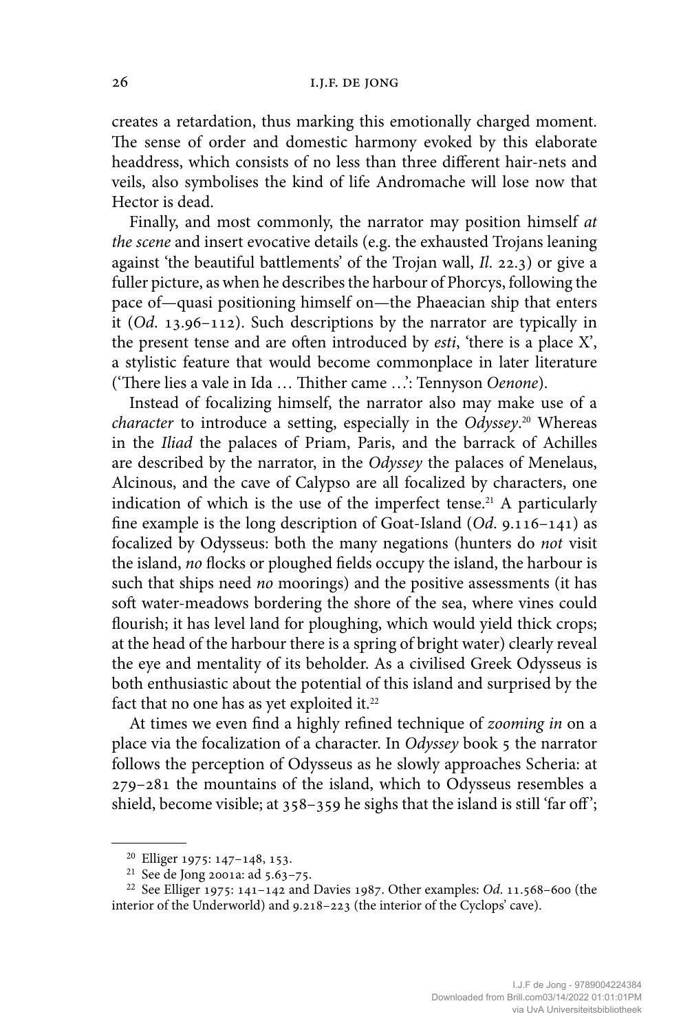creates a retardation, thus marking this emotionally charged moment. The sense of order and domestic harmony evoked by this elaborate headdress, which consists of no less than three different hair-nets and veils, also symbolises the kind of life Andromache will lose now that Hector is dead.

Finally, and most commonly, the narrator may position himself *at the scene* and insert evocative details (e.g. the exhausted Trojans leaning against 'the beautiful battlements' of the Trojan wall, *Il*. 22.3) or give a fuller picture, as when he describes the harbour of Phorcys, following the pace of—quasi positioning himself on—the Phaeacian ship that enters it (*Od*. 13.96–112). Such descriptions by the narrator are typically in the present tense and are often introduced by *esti*, 'there is a place X', a stylistic feature that would become commonplace in later literature ('There lies a vale in Ida … Thither came …': Tennyson *Oenone*).

Instead of focalizing himself, the narrator also may make use of a *character* to introduce a setting, especially in the *Odyssey*.[20] Whereas in the *Iliad* the palaces of Priam, Paris, and the barrack of Achilles are described by the narrator, in the *Odyssey* the palaces of Menelaus, Alcinous, and the cave of Calypso are all focalized by characters, one indication of which is the use of the imperfect tense.[21] A particularly fine example is the long description of Goat-Island (*Od*. 9.116–141) as focalized by Odysseus: both the many negations (hunters do *not* visit the island, *no* flocks or ploughed fields occupy the island, the harbour is such that ships need *no* moorings) and the positive assessments (it has soft water-meadows bordering the shore of the sea, where vines could flourish; it has level land for ploughing, which would yield thick crops; at the head of the harbour there is a spring of bright water) clearly reveal the eye and mentality of its beholder. As a civilised Greek Odysseus is both enthusiastic about the potential of this island and surprised by the fact that no one has as yet exploited it.[22]

At times we even find a highly refined technique of *zooming in* on a place via the focalization of a character. In *Odyssey* book 5 the narrator follows the perception of Odysseus as he slowly approaches Scheria: at 279–281 the mountains of the island, which to Odysseus resembles a shield, become visible; at 358–359 he sighs that the island is still 'far off';

---

[20] Elliger 1975: 147–148, 153.

[21] See de Jong 2001a: ad 5.63–75.

[22] See Elliger 1975: 141–142 and Davies 1987. Other examples: *Od*. 11.568–600 (the interior of the Underworld) and 9.218–223 (the interior of the Cyclops' cave).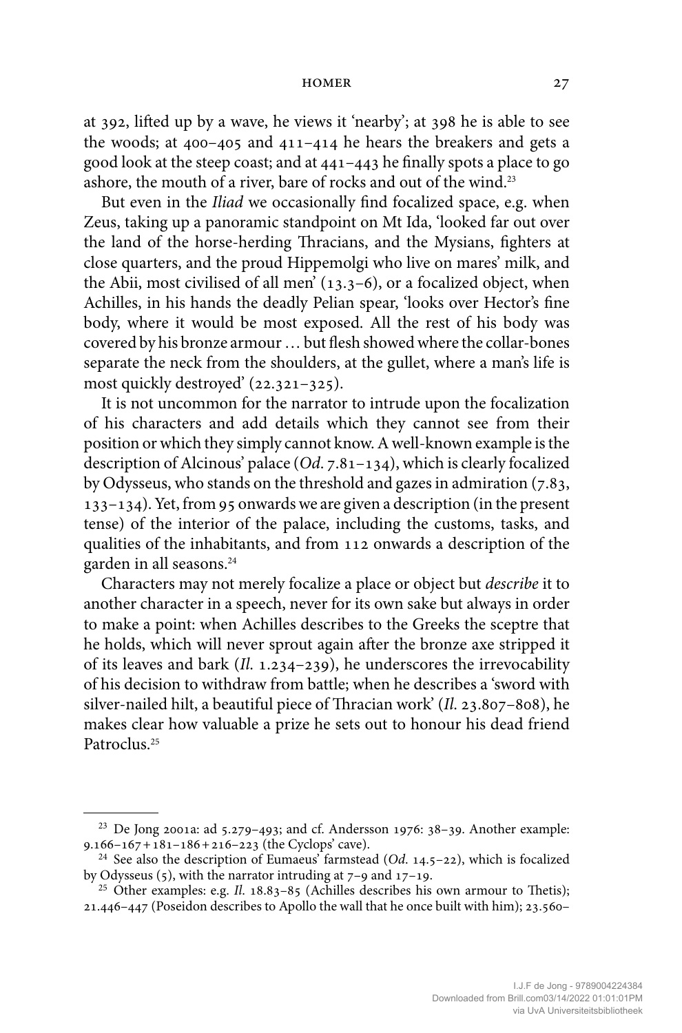at 392, lifted up by a wave, he views it 'nearby'; at 398 he is able to see the woods; at 400–405 and 411–414 he hears the breakers and gets a good look at the steep coast; and at 441–443 he finally spots a place to go ashore, the mouth of a river, bare of rocks and out of the wind.[23]

But even in the *Iliad* we occasionally find focalized space, e.g. when Zeus, taking up a panoramic standpoint on Mt Ida, 'looked far out over the land of the horse-herding Thracians, and the Mysians, fighters at close quarters, and the proud Hippemolgi who live on mares' milk, and the Abii, most civilised of all men' (13.3–6), or a focalized object, when Achilles, in his hands the deadly Pelian spear, 'looks over Hector's fine body, where it would be most exposed. All the rest of his body was covered by his bronze armour … but flesh showed where the collar-bones separate the neck from the shoulders, at the gullet, where a man's life is most quickly destroyed' (22.321–325).

It is not uncommon for the narrator to intrude upon the focalization of his characters and add details which they cannot see from their position or which they simply cannot know. A well-known example is the description of Alcinous' palace (*Od.* 7.81–134), which is clearly focalized by Odysseus, who stands on the threshold and gazes in admiration (7.83, 133–134). Yet, from 95 onwards we are given a description (in the present tense) of the interior of the palace, including the customs, tasks, and qualities of the inhabitants, and from 112 onwards a description of the garden in all seasons.[24]

Characters may not merely focalize a place or object but *describe* it to another character in a speech, never for its own sake but always in order to make a point: when Achilles describes to the Greeks the sceptre that he holds, which will never sprout again after the bronze axe stripped it of its leaves and bark (*Il.* 1.234–239), he underscores the irrevocability of his decision to withdraw from battle; when he describes a 'sword with silver-nailed hilt, a beautiful piece of Thracian work' (*Il.* 23.807–808), he makes clear how valuable a prize he sets out to honour his dead friend Patroclus.[25]

---

[23] De Jong 2001a: ad 5.279–493; and cf. Andersson 1976: 38–39. Another example: 9.166–167 + 181–186 + 216–223 (the Cyclops' cave).

[24] See also the description of Eumaeus' farmstead (*Od.* 14.5–22), which is focalized by Odysseus (5), with the narrator intruding at 7–9 and 17–19.

[25] Other examples: e.g. *Il.* 18.83–85 (Achilles describes his own armour to Thetis); 21.446–447 (Poseidon describes to Apollo the wall that he once built with him); 23.560–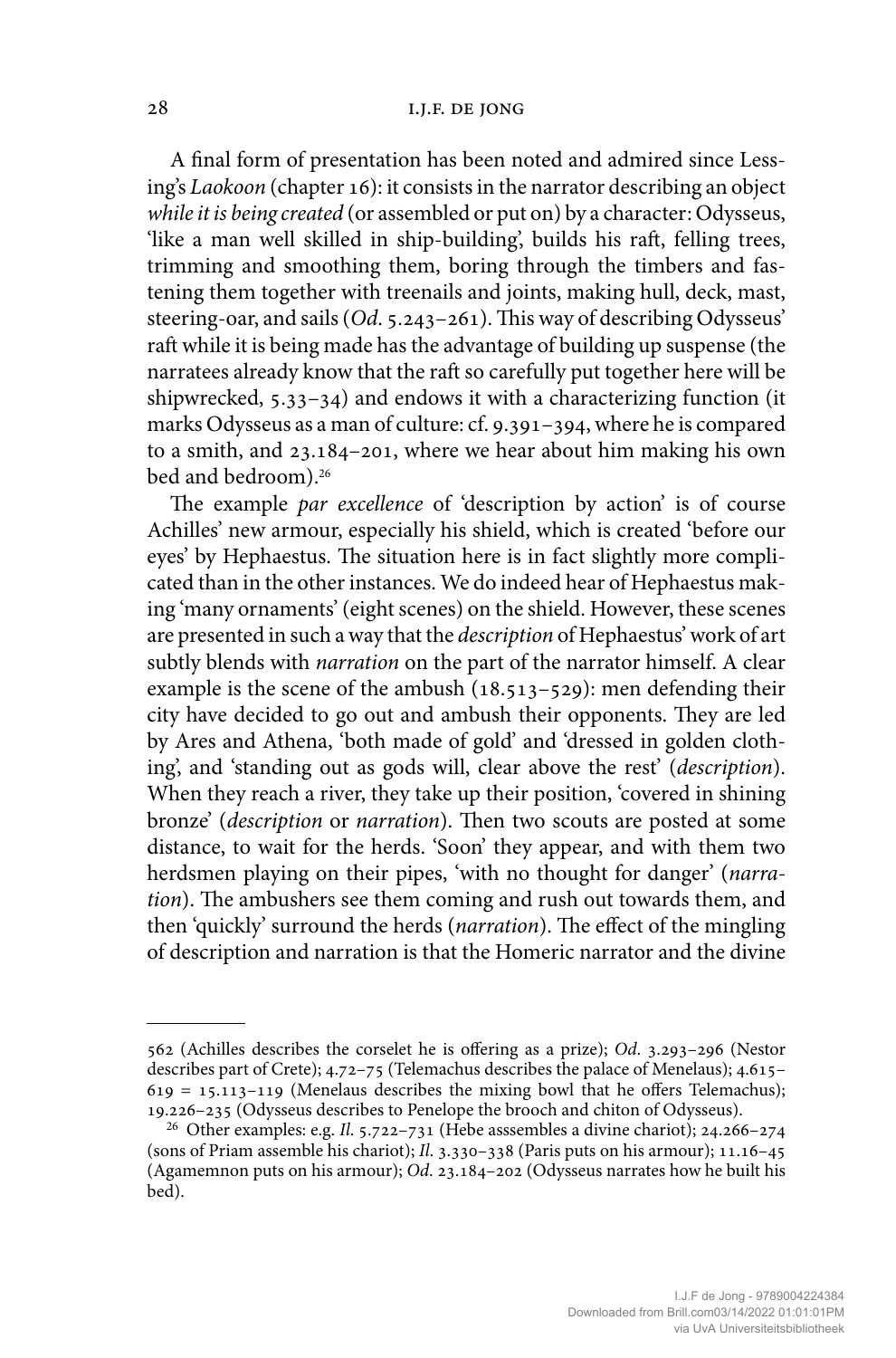A final form of presentation has been noted and admired since Lessing's *Laokoon* (chapter 16): it consists in the narrator describing an object *while it is being created* (or assembled or put on) by a character: Odysseus, 'like a man well skilled in ship-building', builds his raft, felling trees, trimming and smoothing them, boring through the timbers and fastening them together with treenails and joints, making hull, deck, mast, steering-oar, and sails (*Od.* 5.243–261). This way of describing Odysseus' raft while it is being made has the advantage of building up suspense (the narratees already know that the raft so carefully put together here will be shipwrecked, 5.33–34) and endows it with a characterizing function (it marks Odysseus as a man of culture: cf. 9.391–394, where he is compared to a smith, and 23.184–201, where we hear about him making his own bed and bedroom).[26]

The example *par excellence* of 'description by action' is of course Achilles' new armour, especially his shield, which is created 'before our eyes' by Hephaestus. The situation here is in fact slightly more complicated than in the other instances. We do indeed hear of Hephaestus making 'many ornaments' (eight scenes) on the shield. However, these scenes are presented in such a way that the *description* of Hephaestus' work of art subtly blends with *narration* on the part of the narrator himself. A clear example is the scene of the ambush (18.513–529): men defending their city have decided to go out and ambush their opponents. They are led by Ares and Athena, 'both made of gold' and 'dressed in golden clothing', and 'standing out as gods will, clear above the rest' (*description*). When they reach a river, they take up their position, 'covered in shining bronze' (*description* or *narration*). Then two scouts are posted at some distance, to wait for the herds. 'Soon' they appear, and with them two herdsmen playing on their pipes, 'with no thought for danger' (*narration*). The ambushers see them coming and rush out towards them, and then 'quickly' surround the herds (*narration*). The effect of the mingling of description and narration is that the Homeric narrator and the divine

---

562 (Achilles describes the corselet he is offering as a prize); *Od.* 3.293–296 (Nestor describes part of Crete); 4.72–75 (Telemachus describes the palace of Menelaus); 4.615–619 = 15.113–119 (Menelaus describes the mixing bowl that he offers Telemachus); 19.226–235 (Odysseus describes to Penelope the brooch and chiton of Odysseus).

[26] Other examples: e.g. *Il.* 5.722–731 (Hebe asssembles a divine chariot); 24.266–274 (sons of Priam assemble his chariot); *Il.* 3.330–338 (Paris puts on his armour); 11.16–45 (Agamemnon puts on his armour); *Od.* 23.184–202 (Odysseus narrates how he built his bed).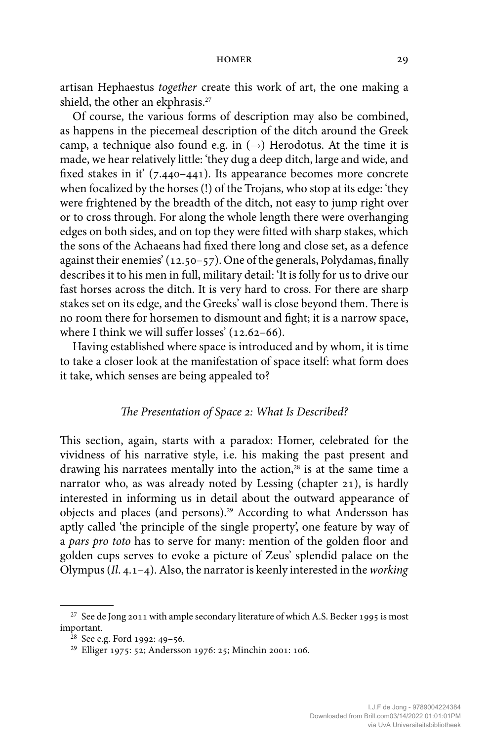artisan Hephaestus *together* create this work of art, the one making a shield, the other an ekphrasis.[27]

Of course, the various forms of description may also be combined, as happens in the piecemeal description of the ditch around the Greek camp, a technique also found e.g. in (→) Herodotus. At the time it is made, we hear relatively little: 'they dug a deep ditch, large and wide, and fixed stakes in it' (7.440–441). Its appearance becomes more concrete when focalized by the horses (!) of the Trojans, who stop at its edge: 'they were frightened by the breadth of the ditch, not easy to jump right over or to cross through. For along the whole length there were overhanging edges on both sides, and on top they were fitted with sharp stakes, which the sons of the Achaeans had fixed there long and close set, as a defence against their enemies' (12.50–57). One of the generals, Polydamas, finally describes it to his men in full, military detail: 'It is folly for us to drive our fast horses across the ditch. It is very hard to cross. For there are sharp stakes set on its edge, and the Greeks' wall is close beyond them. There is no room there for horsemen to dismount and fight; it is a narrow space, where I think we will suffer losses' (12.62–66).

Having established where space is introduced and by whom, it is time to take a closer look at the manifestation of space itself: what form does it take, which senses are being appealed to?

### *The Presentation of Space 2: What Is Described?*

This section, again, starts with a paradox: Homer, celebrated for the vividness of his narrative style, i.e. his making the past present and drawing his narratees mentally into the action,[28] is at the same time a narrator who, as was already noted by Lessing (chapter 21), is hardly interested in informing us in detail about the outward appearance of objects and places (and persons).[29] According to what Andersson has aptly called 'the principle of the single property', one feature by way of a *pars pro toto* has to serve for many: mention of the golden floor and golden cups serves to evoke a picture of Zeus' splendid palace on the Olympus (*Il.* 4.1–4). Also, the narrator is keenly interested in the *working*

---

[27] See de Jong 2011 with ample secondary literature of which A.S. Becker 1995 is most important.

[28] See e.g. Ford 1992: 49–56.

[29] Elliger 1975: 52; Andersson 1976: 25; Minchin 2001: 106.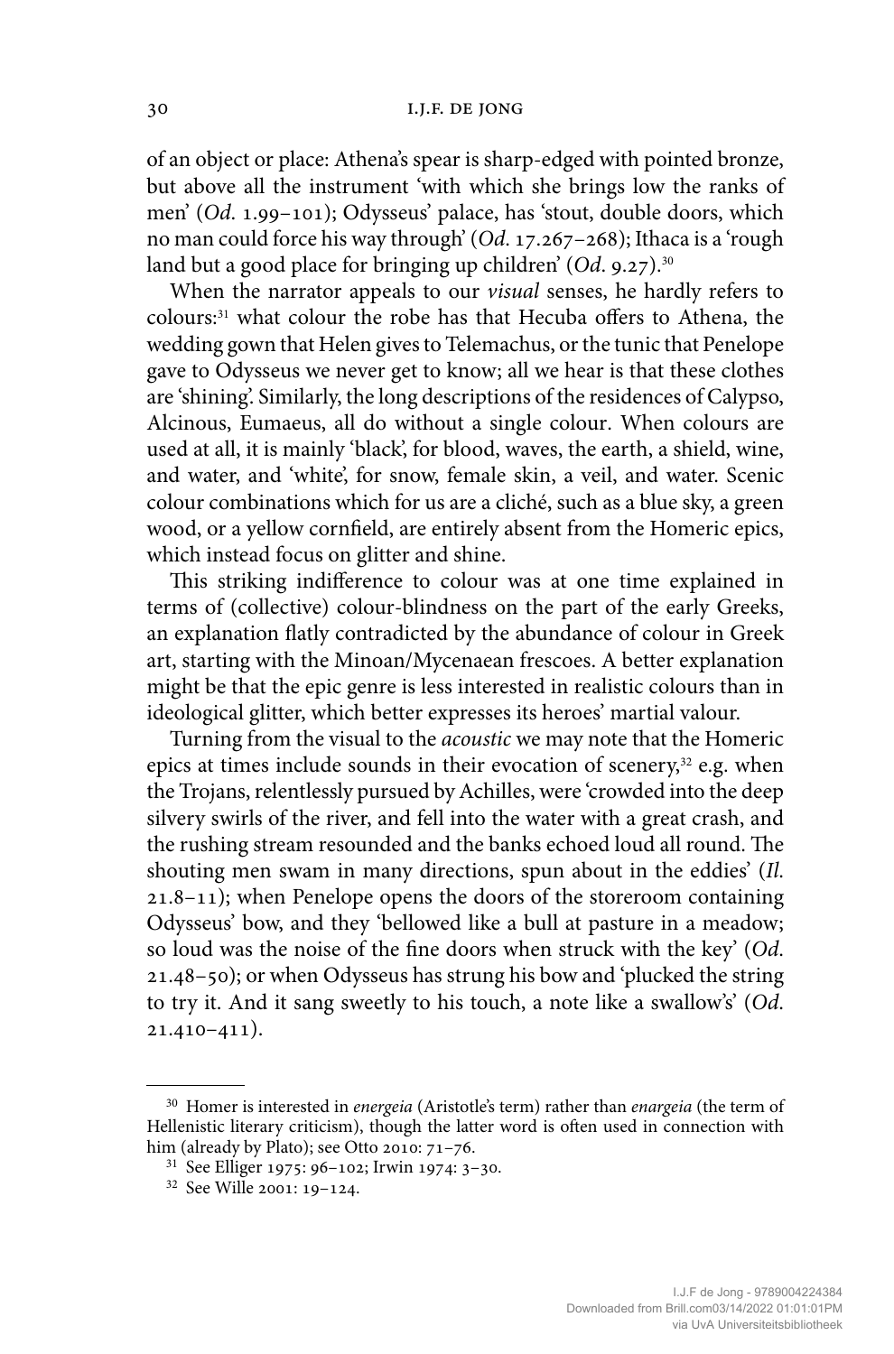of an object or place: Athena's spear is sharp-edged with pointed bronze, but above all the instrument 'with which she brings low the ranks of men' (*Od.* 1.99–101); Odysseus' palace, has 'stout, double doors, which no man could force his way through' (*Od.* 17.267–268); Ithaca is a 'rough land but a good place for bringing up children' (*Od.* 9.27).[30]

When the narrator appeals to our *visual* senses, he hardly refers to colours:[31] what colour the robe has that Hecuba offers to Athena, the wedding gown that Helen gives to Telemachus, or the tunic that Penelope gave to Odysseus we never get to know; all we hear is that these clothes are 'shining'. Similarly, the long descriptions of the residences of Calypso, Alcinous, Eumaeus, all do without a single colour. When colours are used at all, it is mainly 'black', for blood, waves, the earth, a shield, wine, and water, and 'white', for snow, female skin, a veil, and water. Scenic colour combinations which for us are a cliché, such as a blue sky, a green wood, or a yellow cornfield, are entirely absent from the Homeric epics, which instead focus on glitter and shine.

This striking indifference to colour was at one time explained in terms of (collective) colour-blindness on the part of the early Greeks, an explanation flatly contradicted by the abundance of colour in Greek art, starting with the Minoan/Mycenaean frescoes. A better explanation might be that the epic genre is less interested in realistic colours than in ideological glitter, which better expresses its heroes' martial valour.

Turning from the visual to the *acoustic* we may note that the Homeric epics at times include sounds in their evocation of scenery,[32] e.g. when the Trojans, relentlessly pursued by Achilles, were 'crowded into the deep silvery swirls of the river, and fell into the water with a great crash, and the rushing stream resounded and the banks echoed loud all round. The shouting men swam in many directions, spun about in the eddies' (*Il.* 21.8–11); when Penelope opens the doors of the storeroom containing Odysseus' bow, and they 'bellowed like a bull at pasture in a meadow; so loud was the noise of the fine doors when struck with the key' (*Od.* 21.48–50); or when Odysseus has strung his bow and 'plucked the string to try it. And it sang sweetly to his touch, a note like a swallow's' (*Od.* 21.410–411).

---

[30] Homer is interested in *energeia* (Aristotle's term) rather than *enargeia* (the term of Hellenistic literary criticism), though the latter word is often used in connection with him (already by Plato); see Otto 2010: 71–76.

[31] See Elliger 1975: 96–102; Irwin 1974: 3–30.

[32] See Wille 2001: 19–124.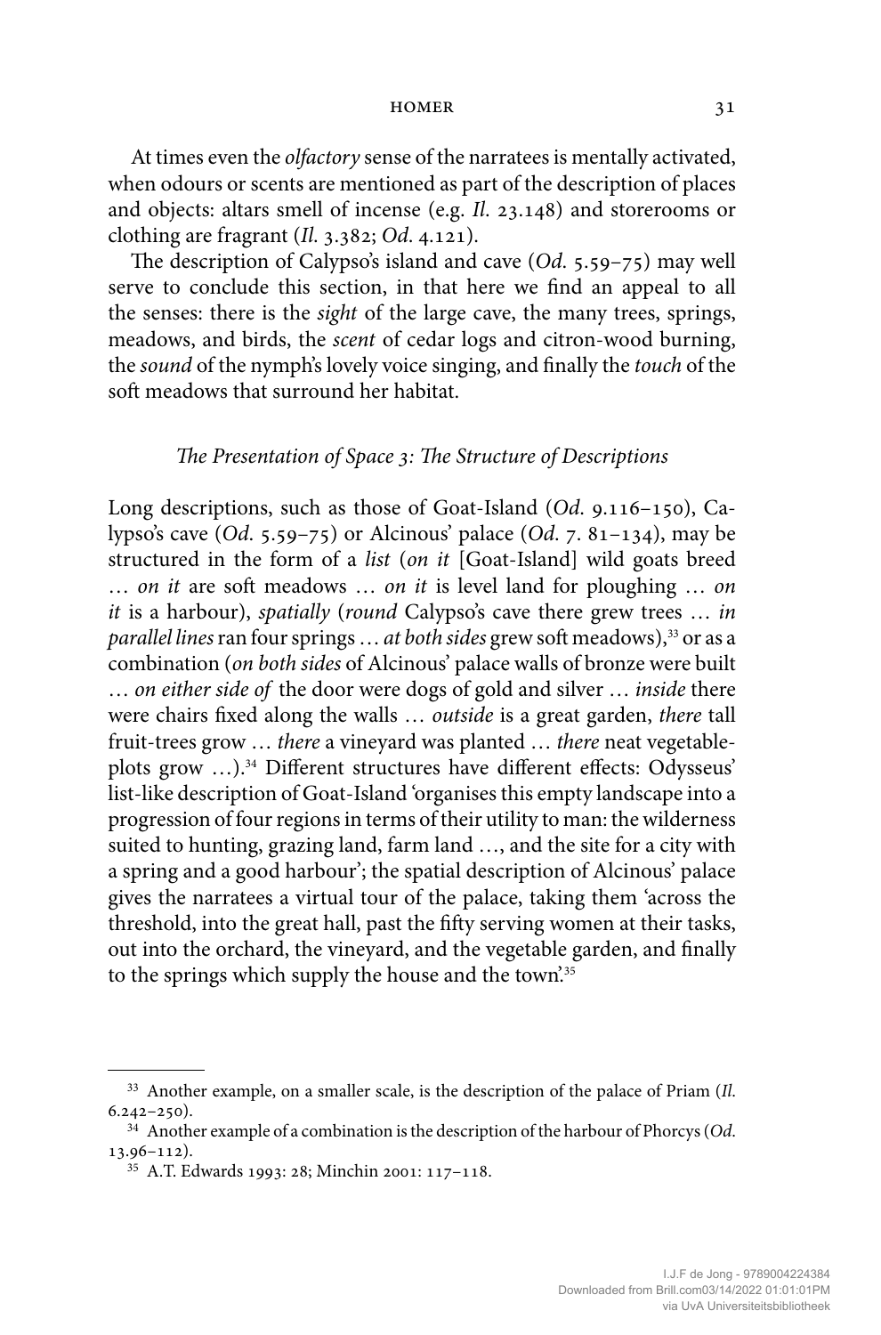At times even the *olfactory* sense of the narratees is mentally activated, when odours or scents are mentioned as part of the description of places and objects: altars smell of incense (e.g. *Il.* 23.148) and storerooms or clothing are fragrant (*Il.* 3.382; *Od.* 4.121).

The description of Calypso's island and cave (*Od.* 5.59–75) may well serve to conclude this section, in that here we find an appeal to all the senses: there is the *sight* of the large cave, the many trees, springs, meadows, and birds, the *scent* of cedar logs and citron-wood burning, the *sound* of the nymph's lovely voice singing, and finally the *touch* of the soft meadows that surround her habitat.

### *The Presentation of Space 3: The Structure of Descriptions*

Long descriptions, such as those of Goat-Island (*Od.* 9.116–150), Calypso's cave (*Od.* 5.59–75) or Alcinous' palace (*Od.* 7. 81–134), may be structured in the form of a *list* (*on it* [Goat-Island] wild goats breed … *on it* are soft meadows … *on it* is level land for ploughing … *on it* is a harbour), *spatially* (*round* Calypso's cave there grew trees … *in parallel lines* ran four springs … *at both sides* grew soft meadows),[33] or as a combination (*on both sides* of Alcinous' palace walls of bronze were built … *on either side of* the door were dogs of gold and silver … *inside* there were chairs fixed along the walls … *outside* is a great garden, *there* tall fruit-trees grow … *there* a vineyard was planted … *there* neat vegetable-plots grow …).[34] Different structures have different effects: Odysseus' list-like description of Goat-Island 'organises this empty landscape into a progression of four regions in terms of their utility to man: the wilderness suited to hunting, grazing land, farm land …, and the site for a city with a spring and a good harbour'; the spatial description of Alcinous' palace gives the narratees a virtual tour of the palace, taking them 'across the threshold, into the great hall, past the fifty serving women at their tasks, out into the orchard, the vineyard, and the vegetable garden, and finally to the springs which supply the house and the town'.[35]

---

[33] Another example, on a smaller scale, is the description of the palace of Priam (*Il.* 6.242–250).

[34] Another example of a combination is the description of the harbour of Phorcys (*Od.* 13.96–112).

[35] A.T. Edwards 1993: 28; Minchin 2001: 117–118.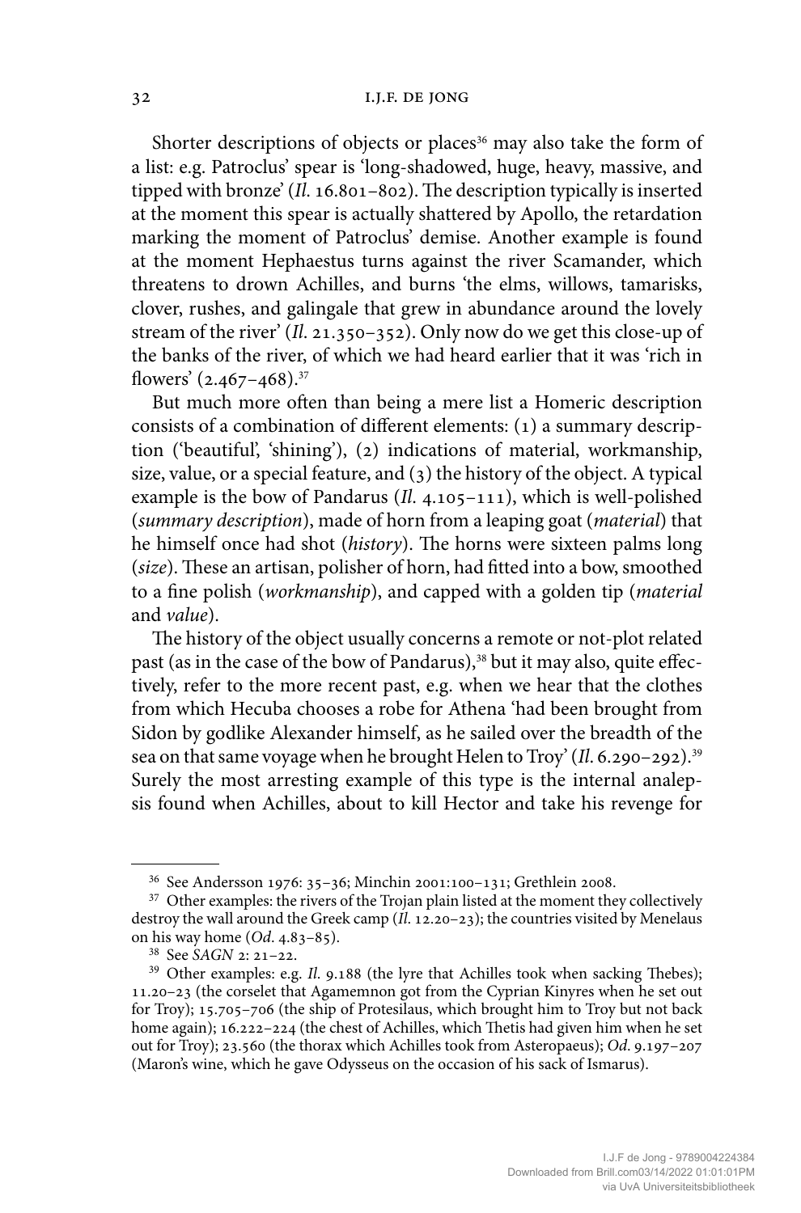Shorter descriptions of objects or places[36] may also take the form of a list: e.g. Patroclus' spear is 'long-shadowed, huge, heavy, massive, and tipped with bronze' (*Il.* 16.801–802). The description typically is inserted at the moment this spear is actually shattered by Apollo, the retardation marking the moment of Patroclus' demise. Another example is found at the moment Hephaestus turns against the river Scamander, which threatens to drown Achilles, and burns 'the elms, willows, tamarisks, clover, rushes, and galingale that grew in abundance around the lovely stream of the river' (*Il.* 21.350–352). Only now do we get this close-up of the banks of the river, of which we had heard earlier that it was 'rich in flowers' (2.467–468).[37]

But much more often than being a mere list a Homeric description consists of a combination of different elements: (1) a summary description ('beautiful', 'shining'), (2) indications of material, workmanship, size, value, or a special feature, and (3) the history of the object. A typical example is the bow of Pandarus (*Il.* 4.105–111), which is well-polished (*summary description*), made of horn from a leaping goat (*material*) that he himself once had shot (*history*). The horns were sixteen palms long (*size*). These an artisan, polisher of horn, had fitted into a bow, smoothed to a fine polish (*workmanship*), and capped with a golden tip (*material* and *value*).

The history of the object usually concerns a remote or not-plot related past (as in the case of the bow of Pandarus),[38] but it may also, quite effectively, refer to the more recent past, e.g. when we hear that the clothes from which Hecuba chooses a robe for Athena 'had been brought from Sidon by godlike Alexander himself, as he sailed over the breadth of the sea on that same voyage when he brought Helen to Troy' (*Il.* 6.290–292).[39] Surely the most arresting example of this type is the internal analepsis found when Achilles, about to kill Hector and take his revenge for

---

[36] See Andersson 1976: 35–36; Minchin 2001:100–131; Grethlein 2008.

[37] Other examples: the rivers of the Trojan plain listed at the moment they collectively destroy the wall around the Greek camp (*Il.* 12.20–23); the countries visited by Menelaus on his way home (*Od.* 4.83–85).

[38] See *SAGN* 2: 21–22.

[39] Other examples: e.g. *Il.* 9.188 (the lyre that Achilles took when sacking Thebes); 11.20–23 (the corselet that Agamemnon got from the Cyprian Kinyres when he set out for Troy); 15.705–706 (the ship of Protesilaus, which brought him to Troy but not back home again); 16.222–224 (the chest of Achilles, which Thetis had given him when he set out for Troy); 23.560 (the thorax which Achilles took from Asteropaeus); *Od.* 9.197–207 (Maron's wine, which he gave Odysseus on the occasion of his sack of Ismarus).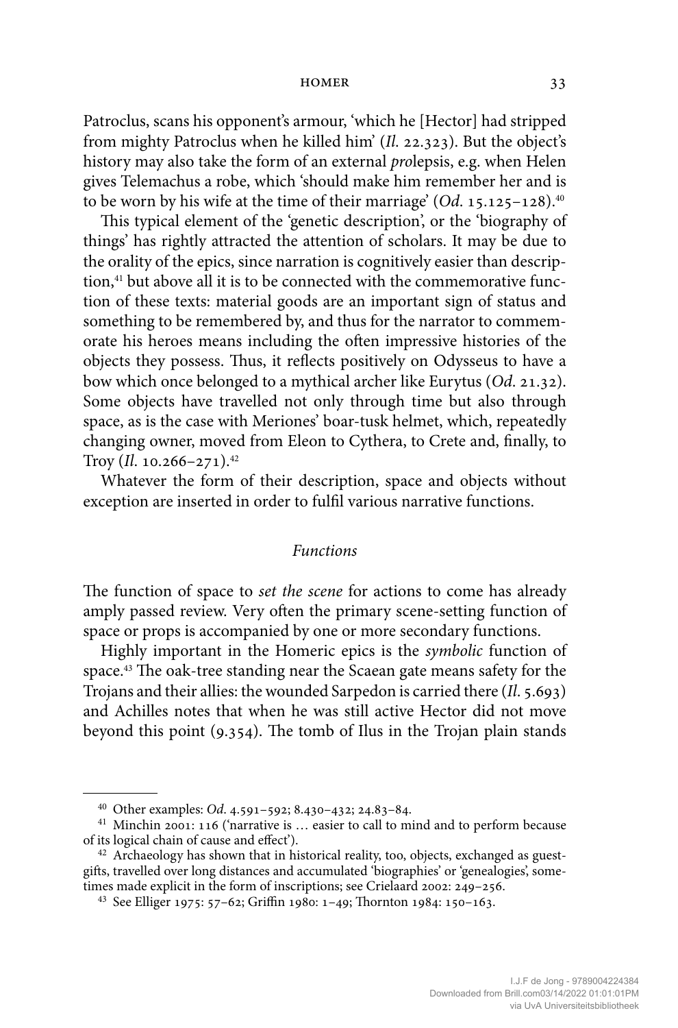Patroclus, scans his opponent's armour, 'which he [Hector] had stripped from mighty Patroclus when he killed him' (*Il.* 22.323). But the object's history may also take the form of an external *pro*lepsis, e.g. when Helen gives Telemachus a robe, which 'should make him remember her and is to be worn by his wife at the time of their marriage' (*Od.* 15.125–128).[40]

This typical element of the 'genetic description', or the 'biography of things' has rightly attracted the attention of scholars. It may be due to the orality of the epics, since narration is cognitively easier than description,[41] but above all it is to be connected with the commemorative function of these texts: material goods are an important sign of status and something to be remembered by, and thus for the narrator to commemorate his heroes means including the often impressive histories of the objects they possess. Thus, it reflects positively on Odysseus to have a bow which once belonged to a mythical archer like Eurytus (*Od.* 21.32). Some objects have travelled not only through time but also through space, as is the case with Meriones' boar-tusk helmet, which, repeatedly changing owner, moved from Eleon to Cythera, to Crete and, finally, to Troy (*Il.* 10.266–271).[42]

Whatever the form of their description, space and objects without exception are inserted in order to fulfil various narrative functions.

### *Functions*

The function of space to *set the scene* for actions to come has already amply passed review. Very often the primary scene-setting function of space or props is accompanied by one or more secondary functions.

Highly important in the Homeric epics is the *symbolic* function of space.[43] The oak-tree standing near the Scaean gate means safety for the Trojans and their allies: the wounded Sarpedon is carried there (*Il.* 5.693) and Achilles notes that when he was still active Hector did not move beyond this point (9.354). The tomb of Ilus in the Trojan plain stands

---

[40] Other examples: *Od.* 4.591–592; 8.430–432; 24.83–84.

[41] Minchin 2001: 116 ('narrative is … easier to call to mind and to perform because of its logical chain of cause and effect').

[42] Archaeology has shown that in historical reality, too, objects, exchanged as guest-gifts, travelled over long distances and accumulated 'biographies' or 'genealogies', sometimes made explicit in the form of inscriptions; see Crielaard 2002: 249–256.

[43] See Elliger 1975: 57–62; Griffin 1980: 1–49; Thornton 1984: 150–163.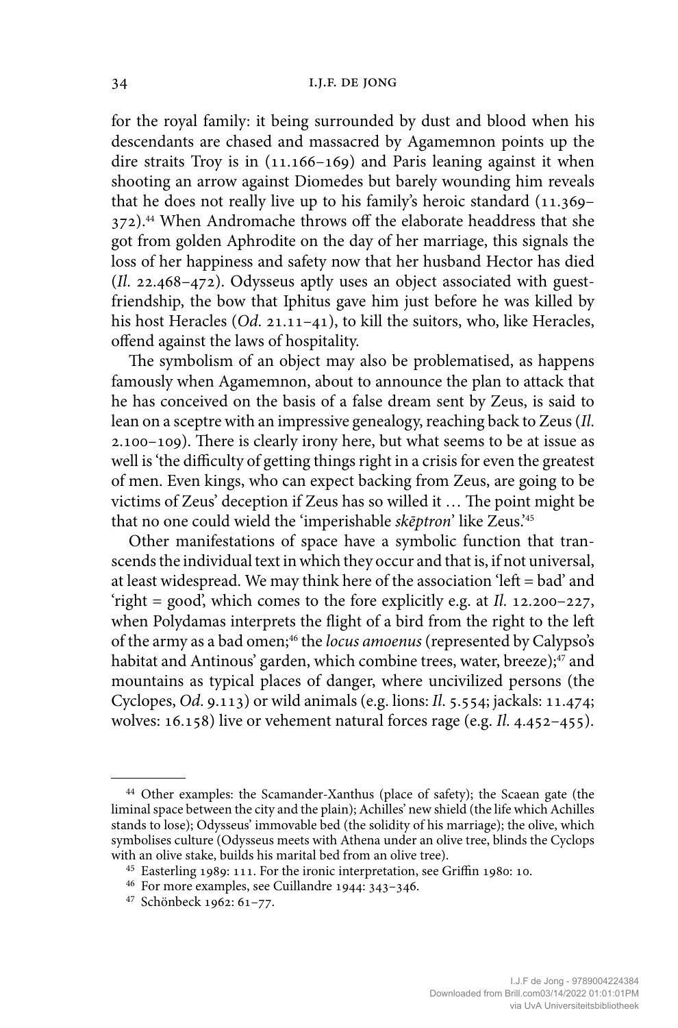for the royal family: it being surrounded by dust and blood when his descendants are chased and massacred by Agamemnon points up the dire straits Troy is in (11.166–169) and Paris leaning against it when shooting an arrow against Diomedes but barely wounding him reveals that he does not really live up to his family's heroic standard (11.369–372).[44] When Andromache throws off the elaborate headdress that she got from golden Aphrodite on the day of her marriage, this signals the loss of her happiness and safety now that her husband Hector has died (*Il.* 22.468–472). Odysseus aptly uses an object associated with guest-friendship, the bow that Iphitus gave him just before he was killed by his host Heracles (*Od.* 21.11–41), to kill the suitors, who, like Heracles, offend against the laws of hospitality.

The symbolism of an object may also be problematised, as happens famously when Agamemnon, about to announce the plan to attack that he has conceived on the basis of a false dream sent by Zeus, is said to lean on a sceptre with an impressive genealogy, reaching back to Zeus (*Il.* 2.100–109). There is clearly irony here, but what seems to be at issue as well is 'the difficulty of getting things right in a crisis for even the greatest of men. Even kings, who can expect backing from Zeus, are going to be victims of Zeus' deception if Zeus has so willed it … The point might be that no one could wield the 'imperishable *skēptron*' like Zeus.'[45]

Other manifestations of space have a symbolic function that transcends the individual text in which they occur and that is, if not universal, at least widespread. We may think here of the association 'left = bad' and 'right = good', which comes to the fore explicitly e.g. at *Il.* 12.200–227, when Polydamas interprets the flight of a bird from the right to the left of the army as a bad omen;[46] the *locus amoenus* (represented by Calypso's habitat and Antinous' garden, which combine trees, water, breeze);[47] and mountains as typical places of danger, where uncivilized persons (the Cyclopes, *Od.* 9.113) or wild animals (e.g. lions: *Il.* 5.554; jackals: 11.474; wolves: 16.158) live or vehement natural forces rage (e.g. *Il.* 4.452–455).

---

[44] Other examples: the Scamander-Xanthus (place of safety); the Scaean gate (the liminal space between the city and the plain); Achilles' new shield (the life which Achilles stands to lose); Odysseus' immovable bed (the solidity of his marriage); the olive, which symbolises culture (Odysseus meets with Athena under an olive tree, blinds the Cyclops with an olive stake, builds his marital bed from an olive tree).

[45] Easterling 1989: 111. For the ironic interpretation, see Griffin 1980: 10.

[46] For more examples, see Cuillandre 1944: 343–346.

[47] Schönbeck 1962: 61–77.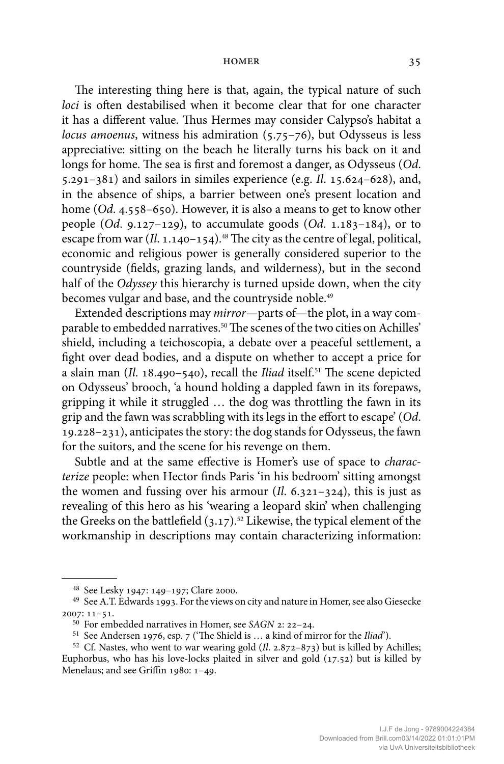The interesting thing here is that, again, the typical nature of such *loci* is often destabilised when it become clear that for one character it has a different value. Thus Hermes may consider Calypso's habitat a *locus amoenus*, witness his admiration (5.75–76), but Odysseus is less appreciative: sitting on the beach he literally turns his back on it and longs for home. The sea is first and foremost a danger, as Odysseus (*Od.* 5.291–381) and sailors in similes experience (e.g. *Il.* 15.624–628), and, in the absence of ships, a barrier between one's present location and home (*Od.* 4.558–650). However, it is also a means to get to know other people (*Od.* 9.127–129), to accumulate goods (*Od.* 1.183–184), or to escape from war (*Il.* 1.140–154).[48] The city as the centre of legal, political, economic and religious power is generally considered superior to the countryside (fields, grazing lands, and wilderness), but in the second half of the *Odyssey* this hierarchy is turned upside down, when the city becomes vulgar and base, and the countryside noble.[49]

Extended descriptions may *mirror*—parts of—the plot, in a way comparable to embedded narratives.[50] The scenes of the two cities on Achilles' shield, including a teichoscopia, a debate over a peaceful settlement, a fight over dead bodies, and a dispute on whether to accept a price for a slain man (*Il.* 18.490–540), recall the *Iliad* itself.[51] The scene depicted on Odysseus' brooch, 'a hound holding a dappled fawn in its forepaws, gripping it while it struggled … the dog was throttling the fawn in its grip and the fawn was scrabbling with its legs in the effort to escape' (*Od.* 19.228–231), anticipates the story: the dog stands for Odysseus, the fawn for the suitors, and the scene for his revenge on them.

Subtle and at the same effective is Homer's use of space to *characterize* people: when Hector finds Paris 'in his bedroom' sitting amongst the women and fussing over his armour (*Il.* 6.321–324), this is just as revealing of this hero as his 'wearing a leopard skin' when challenging the Greeks on the battlefield (3.17).[52] Likewise, the typical element of the workmanship in descriptions may contain characterizing information:

---

[48] See Lesky 1947: 149–197; Clare 2000.

[49] See A.T. Edwards 1993. For the views on city and nature in Homer, see also Giesecke 2007: 11–51.

[50] For embedded narratives in Homer, see *SAGN* 2: 22–24.

[51] See Andersen 1976, esp. 7 ('The Shield is … a kind of mirror for the *Iliad*').

[52] Cf. Nastes, who went to war wearing gold (*Il.* 2.872–873) but is killed by Achilles; Euphorbus, who has his love-locks plaited in silver and gold (17.52) but is killed by Menelaus; and see Griffin 1980: 1–49.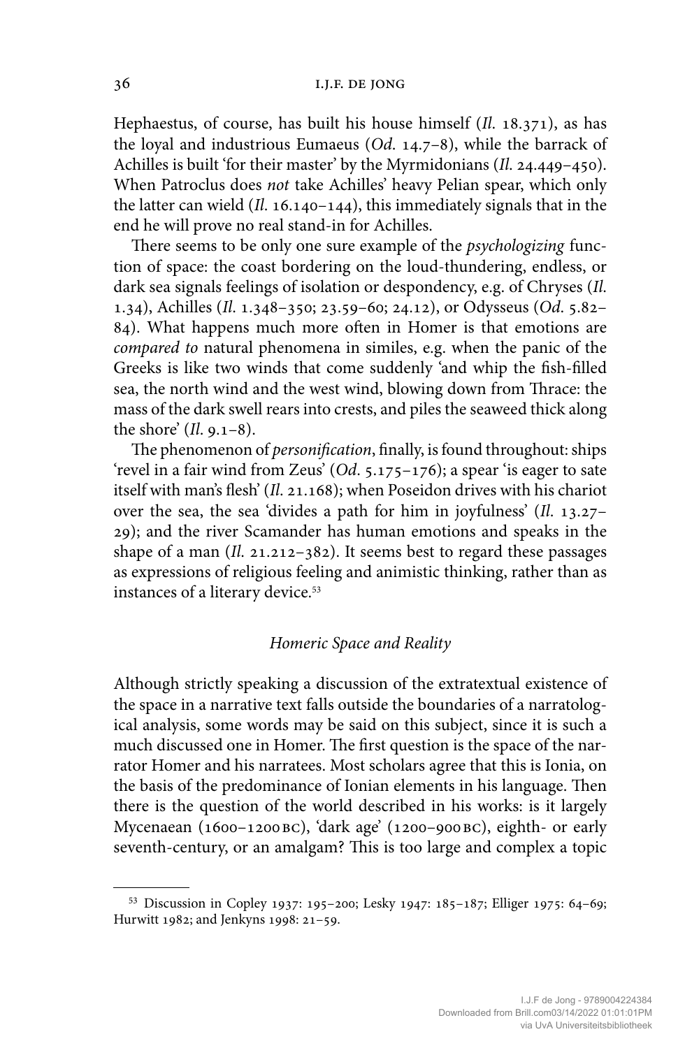Hephaestus, of course, has built his house himself (*Il.* 18.371), as has the loyal and industrious Eumaeus (*Od.* 14.7–8), while the barrack of Achilles is built 'for their master' by the Myrmidonians (*Il.* 24.449–450). When Patroclus does *not* take Achilles' heavy Pelian spear, which only the latter can wield (*Il.* 16.140–144), this immediately signals that in the end he will prove no real stand-in for Achilles.

There seems to be only one sure example of the *psychologizing* function of space: the coast bordering on the loud-thundering, endless, or dark sea signals feelings of isolation or despondency, e.g. of Chryses (*Il.* 1.34), Achilles (*Il.* 1.348–350; 23.59–60; 24.12), or Odysseus (*Od.* 5.82–84). What happens much more often in Homer is that emotions are *compared to* natural phenomena in similes, e.g. when the panic of the Greeks is like two winds that come suddenly 'and whip the fish-filled sea, the north wind and the west wind, blowing down from Thrace: the mass of the dark swell rears into crests, and piles the seaweed thick along the shore' (*Il.* 9.1–8).

The phenomenon of *personification*, finally, is found throughout: ships 'revel in a fair wind from Zeus' (*Od.* 5.175–176); a spear 'is eager to sate itself with man's flesh' (*Il.* 21.168); when Poseidon drives with his chariot over the sea, the sea 'divides a path for him in joyfulness' (*Il.* 13.27–29); and the river Scamander has human emotions and speaks in the shape of a man (*Il.* 21.212–382). It seems best to regard these passages as expressions of religious feeling and animistic thinking, rather than as instances of a literary device.[53]

## *Homeric Space and Reality*

Although strictly speaking a discussion of the extratextual existence of the space in a narrative text falls outside the boundaries of a narratological analysis, some words may be said on this subject, since it is such a much discussed one in Homer. The first question is the space of the narrator Homer and his narratees. Most scholars agree that this is Ionia, on the basis of the predominance of Ionian elements in his language. Then there is the question of the world described in his works: is it largely Mycenaean (1600–1200 BC), 'dark age' (1200–900 BC), eighth- or early seventh-century, or an amalgam? This is too large and complex a topic

[53] Discussion in Copley 1937: 195–200; Lesky 1947: 185–187; Elliger 1975: 64–69; Hurwitt 1982; and Jenkyns 1998: 21–59.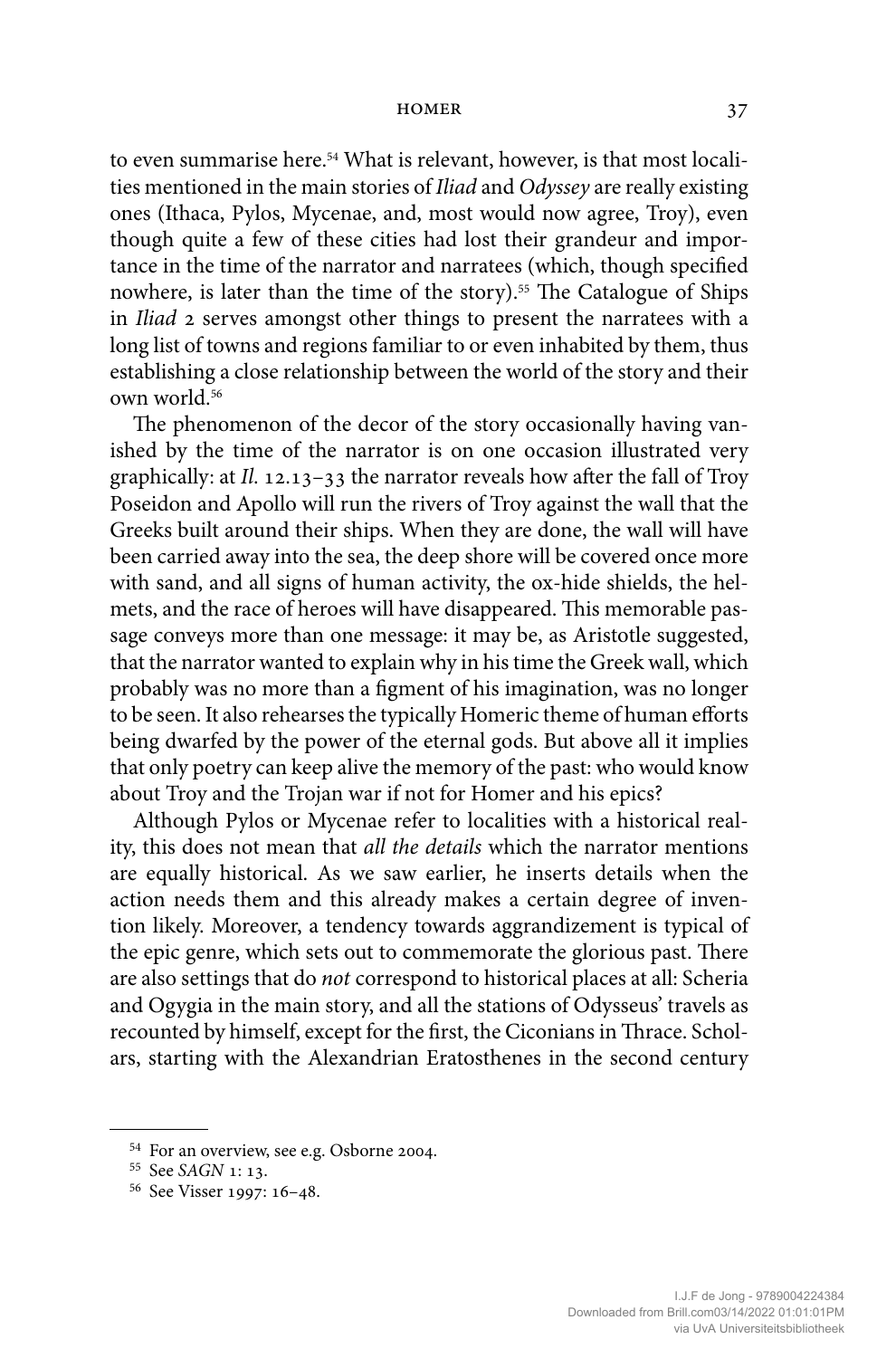to even summarise here.[54] What is relevant, however, is that most localities mentioned in the main stories of *Iliad* and *Odyssey* are really existing ones (Ithaca, Pylos, Mycenae, and, most would now agree, Troy), even though quite a few of these cities had lost their grandeur and importance in the time of the narrator and narratees (which, though specified nowhere, is later than the time of the story).[55] The Catalogue of Ships in *Iliad* 2 serves amongst other things to present the narratees with a long list of towns and regions familiar to or even inhabited by them, thus establishing a close relationship between the world of the story and their own world.[56]

The phenomenon of the decor of the story occasionally having vanished by the time of the narrator is on one occasion illustrated very graphically: at *Il.* 12.13–33 the narrator reveals how after the fall of Troy Poseidon and Apollo will run the rivers of Troy against the wall that the Greeks built around their ships. When they are done, the wall will have been carried away into the sea, the deep shore will be covered once more with sand, and all signs of human activity, the ox-hide shields, the helmets, and the race of heroes will have disappeared. This memorable passage conveys more than one message: it may be, as Aristotle suggested, that the narrator wanted to explain why in his time the Greek wall, which probably was no more than a figment of his imagination, was no longer to be seen. It also rehearses the typically Homeric theme of human efforts being dwarfed by the power of the eternal gods. But above all it implies that only poetry can keep alive the memory of the past: who would know about Troy and the Trojan war if not for Homer and his epics?

Although Pylos or Mycenae refer to localities with a historical reality, this does not mean that *all the details* which the narrator mentions are equally historical. As we saw earlier, he inserts details when the action needs them and this already makes a certain degree of invention likely. Moreover, a tendency towards aggrandizement is typical of the epic genre, which sets out to commemorate the glorious past. There are also settings that do *not* correspond to historical places at all: Scheria and Ogygia in the main story, and all the stations of Odysseus' travels as recounted by himself, except for the first, the Ciconians in Thrace. Scholars, starting with the Alexandrian Eratosthenes in the second century

---

[54] For an overview, see e.g. Osborne 2004.

[55] See *SAGN* 1: 13.

[56] See Visser 1997: 16–48.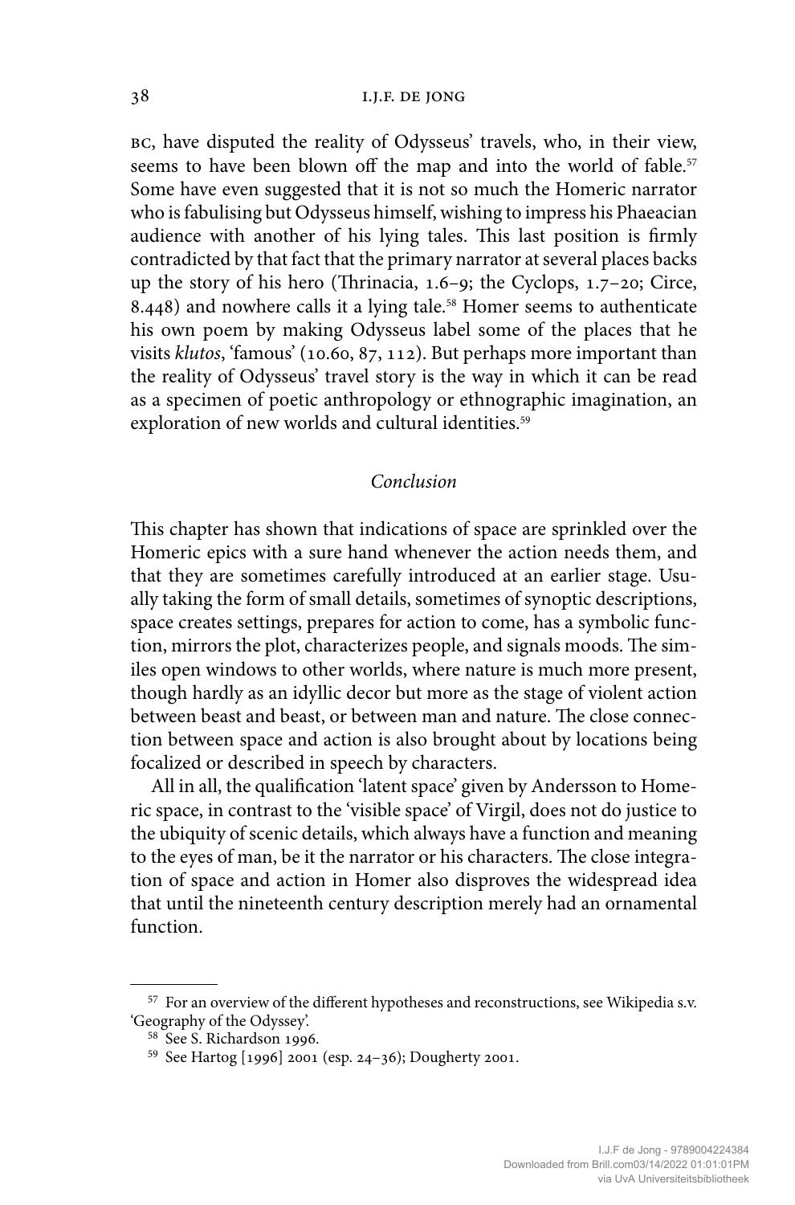bc, have disputed the reality of Odysseus' travels, who, in their view, seems to have been blown off the map and into the world of fable.[57] Some have even suggested that it is not so much the Homeric narrator who is fabulising but Odysseus himself, wishing to impress his Phaeacian audience with another of his lying tales. This last position is firmly contradicted by that fact that the primary narrator at several places backs up the story of his hero (Thrinacia, 1.6–9; the Cyclops, 1.7–20; Circe, 8.448) and nowhere calls it a lying tale.[58] Homer seems to authenticate his own poem by making Odysseus label some of the places that he visits *klutos*, 'famous' (10.60, 87, 112). But perhaps more important than the reality of Odysseus' travel story is the way in which it can be read as a specimen of poetic anthropology or ethnographic imagination, an exploration of new worlds and cultural identities.[59]

## *Conclusion*

This chapter has shown that indications of space are sprinkled over the Homeric epics with a sure hand whenever the action needs them, and that they are sometimes carefully introduced at an earlier stage. Usually taking the form of small details, sometimes of synoptic descriptions, space creates settings, prepares for action to come, has a symbolic function, mirrors the plot, characterizes people, and signals moods. The similes open windows to other worlds, where nature is much more present, though hardly as an idyllic decor but more as the stage of violent action between beast and beast, or between man and nature. The close connection between space and action is also brought about by locations being focalized or described in speech by characters.

All in all, the qualification 'latent space' given by Andersson to Homeric space, in contrast to the 'visible space' of Virgil, does not do justice to the ubiquity of scenic details, which always have a function and meaning to the eyes of man, be it the narrator or his characters. The close integration of space and action in Homer also disproves the widespread idea that until the nineteenth century description merely had an ornamental function.

---

[57] For an overview of the different hypotheses and reconstructions, see Wikipedia s.v. 'Geography of the Odyssey'.

[58] See S. Richardson 1996.

[59] See Hartog [1996] 2001 (esp. 24–36); Dougherty 2001.